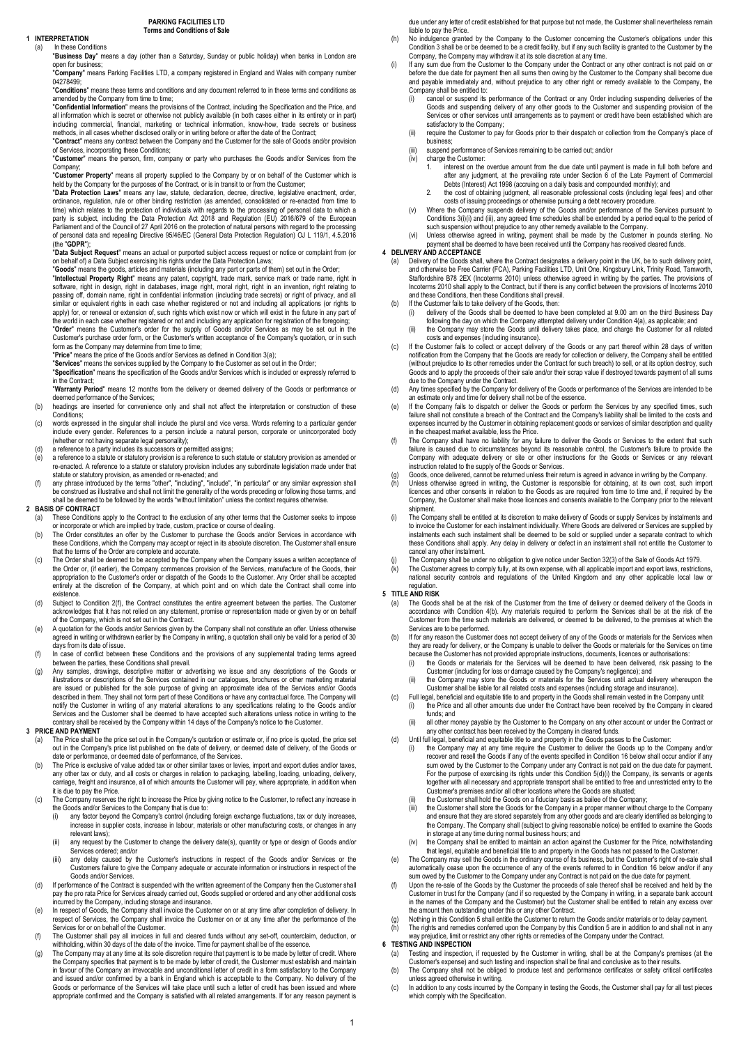# PARKING FACILITIES LTD

## Terms and Conditions of Sale

## 1 INTERPRETATION

(a) In these Conditions

"**Business Day**" means a day (other than a Saturday, Sunday or public holiday) when banks in London are open for business;

"**Company**" means Parking Facilities LTD, a company registered in England and Wales with company number 04278499;

"**Conditions**" means these terms and conditions and any document referred to in these terms and conditions as amended by the Company from time to time;

"**Confidential Information**" means the provisions of the Contract, including the Specification and the Price, and all information which is secret or otherwise not publicly available (in both cases either in its entirety or in part) including commercial, financial, marketing or technical information, know-how, trade secrets or business methods, in all cases whether disclosed orally or in writing before or after the date of the Contract;

"**Contract**" means any contract between the Company and the Customer for the sale of Goods and/or provision of Services, incorporating these Conditions;

"**Customer**" means the person, firm, company or party who purchases the Goods and/or Services from the Company;

"**Customer Property**" means all property supplied to the Company by or on behalf of the Customer which is held by the Company for the purposes of the Contract, or is in transit to or from the Customer;

"**Data Protection Laws**" means any law, statute, declaration, decree, directive, legislative enactment, order, ordinance, regulation, rule or other binding restriction (as amended, consolidated or re-enacted from time to time) which relates to the protection of individuals with regards to the processing of personal data to which a party is subject, including the Data Protection Act 2018 and Regulation (EU) 2016/679 of the European Parliament and of the Council of 27 April 2016 on the protection of natural persons with regard to the processing of personal data and repealing Directive 95/46/EC (General Data Protection Regulation) OJ L 119/1, 4.5.2016 (the "**GDPR**");

"**Data Subject Request**" means an actual or purported subject access request or notice or complaint from (or on behalf of) a Data Subject exercising his rights under the Data Protection Laws;

"**Goods**" means the goods, articles and materials (including any part or parts of them) set out in the Order;

"**Intellectual Property Right**" means any patent, copyright, trade mark, service mark or trade name, right in software, right in design, right in databases, image right, moral right, right in an invention, right relating to passing off, domain name, right in confidential information (including trade secrets) or right of privacy, and all similar or equivalent rights in each case whether registered or not and including all applications (or rights to apply) for, or renewal or extension of, such rights which exist now or which will exist in the future in any part of the world in each case whether registered or not and including any application for registration of the foregoing;

"**Order**" means the Customer's order for the supply of Goods and/or Services as may be set out in the Customer's purchase order form, or the Customer's written acceptance of the Company's quotation, or in such form as the Company may determine from time to time;

"**Price**" means the price of the Goods and/or Services as defined in Condition 3(a);

"**Services**" means the services supplied by the Company to the Customer as set out in the Order;

"**Specification**" means the specification of the Goods and/or Services which is included or expressly referred to in the Contract;

"**Warranty Period**" means 12 months from the delivery or deemed delivery of the Goods or performance or deemed performance of the Services;

(b) headings are inserted for convenience only and shall not affect the interpretation or construction of these Conditions;

(c) words expressed in the singular shall include the plural and vice versa. Words referring to a particular gender include every gender. References to a person include a natural person, corporate or unincorporated body (whether or not having separate legal personality);

(d) a reference to a party includes its successors or permitted assigns;

(e) a reference to a statute or statutory provision is a reference to such statute or statutory provision as amended or re-enacted. A reference to a statute or statutory provision includes any subordinate legislation made under that statute or statutory provision, as amended or re-enacted; and

(f) any phrase introduced by the terms "other", "including", "include", "in particular" or any similar expression shall be construed as illustrative and shall not limit the generality of the words preceding or following those terms, and shall be deemed to be followed by the words "without limitation" unless the context requires otherwise.

## 2 BASIS OF CONTRACT

(a) These Conditions apply to the Contract to the exclusion of any other terms that the Customer seeks to impose or incorporate or which are implied by trade, custom, practice or course of dealing.

(b) The Order constitutes an offer by the Customer to purchase the Goods and/or Services in accordance with these Conditions, which the Company may accept or reject in its absolute discretion. The Customer shall ensure that the terms of the Order are complete and accurate.

(c) The Order shall be deemed to be accepted by the Company when the Company issues a written acceptance of the Order or, (if earlier), the Company commences provision of the Services, manufacture of the Goods, their appropriation to the Customer's order or dispatch of the Goods to the Customer. Any Order shall be accepted entirely at the discretion of the Company, at which point and on which date the Contract shall come into existence.

(d) Subject to Condition 2(f), the Contract constitutes the entire agreement between the parties. The Customer acknowledges that it has not relied on any statement, promise or representation made or given by or on behalf of the Company, which is not set out in the Contract.

(e) A quotation for the Goods and/or Services given by the Company shall not constitute an offer. Unless otherwise agreed in writing or withdrawn earlier by the Company in writing, a quotation shall only be valid for a period of 30 days from its date of issue.

(f) In case of conflict between these Conditions and the provisions of any supplemental trading terms agreed between the parties, these Conditions shall prevail.

(g) Any samples, drawings, descriptive matter or advertising we issue and any descriptions of the Goods or illustrations or descriptions of the Services contained in our catalogues, brochures or other marketing material are issued or published for the sole purpose of giving an approximate idea of the Services and/or Goods described in them. They shall not form part of these Conditions or have any contractual force. The Company will notify the Customer in writing of any material alterations to any specifications relating to the Goods and/or Services and the Customer shall be deemed to have accepted such alterations unless notice in writing to the contrary shall be received by the Company within 14 days of the Company's notice to the Customer.

## 3 PRICE AND PAYMENT

(a) The Price shall be the price set out in the Company's quotation or estimate or, if no price is quoted, the price set out in the Company's price list published on the date of delivery, or deemed date of delivery, of the Goods or date or performance, or deemed date of performance, of the Services.

(b) The Price is exclusive of value added tax or other similar taxes or levies, import and export duties and/or taxes, any other tax or duty, and all costs or charges in relation to packaging, labelling, loading, unloading, delivery, carriage, freight and insurance, all of which amounts the Customer will pay, where appropriate, in addition when it is due to pay the Price.

(c) The Company reserves the right to increase the Price by giving notice to the Customer, to reflect any increase in the Goods and/or Services to the Company that is due to:

(i) any factor beyond the Company's control (including foreign exchange fluctuations, tax or duty increases, increase in supplier costs, increase in labour, materials or other manufacturing costs, or changes in any relevant laws);

(ii) any request by the Customer to change the delivery date(s), quantity or type or design of Goods and/or Services ordered; and/or

(iii) any delay caused by the Customer's instructions in respect of the Goods and/or Services or the Customers failure to give the Company adequate or accurate information or instructions in respect of the Goods and/or Services.

(d) If performance of the Contract is suspended with the written agreement of the Company then the Customer shall pay the pro rata Price for Services already carried out, Goods supplied or ordered and any other additional costs incurred by the Company, including storage and insurance.

(e) In respect of Goods, the Company shall invoice the Customer on or at any time after completion of delivery. In respect of Services, the Company shall invoice the Customer on or at any time after the performance of the Services for or on behalf of the Customer.

(f) The Customer shall pay all invoices in full and cleared funds without any set-off, counterclaim, deduction, or withholding, within 30 days of the date of the invoice. Time for payment shall be of the essence.

(g) The Company may at any time at its sole discretion require that payment is to be made by letter of credit. Where the Company specifies that payment is to be made by letter of credit, the Customer must establish and maintain in favour of the Company an irrevocable and unconditional letter of credit in a form satisfactory to the Company and issued and/or confirmed by a bank in England which is acceptable to the Company. No delivery of the Goods or performance of the Services will take place until such a letter of credit has been issued and where appropriate confirmed and the Company is satisfied with all related arrangements. If for any reason payment is due under any letter of credit established for that purpose but not made, the Customer shall nevertheless remain liable to pay the Price.

(h) No indulgence granted by the Company to the Customer concerning the Customer's obligations under this Condition 3 shall be or be deemed to be a credit facility, but if any such facility is granted to the Customer by the Company, the Company may withdraw it at its sole discretion at any time.

(i) If any sum due from the Customer to the Company under the Contract or any other contract is not paid on or before the due date for payment then all sums then owing by the Customer to the Company shall become due and payable immediately and, without prejudice to any other right or remedy available to the Company, the Company shall be entitled to:

(i) cancel or suspend its performance of the Contract or any Order including suspending deliveries of the Goods and suspending delivery of any other goods to the Customer and suspending provision of the Services or other services until arrangements as to payment or credit have been established which are satisfactory to the Company;

(ii) require the Customer to pay for Goods prior to their despatch or collection from the Company's place of business;

(iii) suspend performance of Services remaining to be carried out; and/or

(iv) charge the Customer:

1. interest on the overdue amount from the due date until payment is made in full both before and after any judgment, at the prevailing rate under Section 6 of the Late Payment of Commercial Debts (Interest) Act 1998 (accruing on a daily basis and compounded monthly); and
2. the cost of obtaining judgment, all reasonable professional costs (including legal fees) and other costs of issuing proceedings or otherwise pursuing a debt recovery procedure.

(v) Where the Company suspends delivery of the Goods and/or performance of the Services pursuant to Conditions 3(i)(i) and (iii), any agreed time schedules shall be extended by a period equal to the period of such suspension without prejudice to any other remedy available to the Company.

(vi) Unless otherwise agreed in writing, payment shall be made by the Customer in pounds sterling. No payment shall be deemed to have been received until the Company has received cleared funds.

## 4 DELIVERY AND ACCEPTANCE

(a) Delivery of the Goods shall, where the Contract designates a delivery point in the UK, be to such delivery point, and otherwise be Free Carrier (FCA), Parking Facilities LTD, Unit One, Kingsbury Link, Trinity Road, Tamworth, Staffordshire B78 2EX (Incoterms 2010) unless otherwise agreed in writing by the parties. The provisions of Incoterms 2010 shall apply to the Contract, but if there is any conflict between the provisions of Incoterms 2010 and these Conditions, then these Conditions shall prevail.

(b) If the Customer fails to take delivery of the Goods, then:

(i) delivery of the Goods shall be deemed to have been completed at 9.00 am on the third Business Day following the day on which the Company attempted delivery under Condition 4(a), as applicable; and

(ii) the Company may store the Goods until delivery takes place, and charge the Customer for all related costs and expenses (including insurance).

(c) If the Customer fails to collect or accept delivery of the Goods or any part thereof within 28 days of written notification from the Company that the Goods are ready for collection or delivery, the Company shall be entitled (without prejudice to its other remedies under the Contract for such breach) to sell, or at its option destroy, such Goods and to apply the proceeds of their sale and/or their scrap value if destroyed towards payment of all sums due to the Company under the Contract.

(d) Any times specified by the Company for delivery of the Goods or performance of the Services are intended to be an estimate only and time for delivery shall not be of the essence.

(e) If the Company fails to dispatch or deliver the Goods or perform the Services by any specified times, such failure shall not constitute a breach of the Contract and the Company's liability shall be limited to the costs and expenses incurred by the Customer in obtaining replacement goods or services of similar description and quality in the cheapest market available, less the Price.

(f) The Company shall have no liability for any failure to deliver the Goods or Services to the extent that such failure is caused due to circumstances beyond its reasonable control, the Customer's failure to provide the Company with adequate delivery or site or other instructions for the Goods or Services or any relevant instruction related to the supply of the Goods or Services.

(g) Goods, once delivered, cannot be returned unless their return is agreed in advance in writing by the Company.

(h) Unless otherwise agreed in writing, the Customer is responsible for obtaining, at its own cost, such import licences and other consents in relation to the Goods as are required from time to time and, if required by the Company, the Customer shall make those licences and consents available to the Company prior to the relevant shipment.

(i) The Company shall be entitled at its discretion to make delivery of Goods or supply Services by instalments and to invoice the Customer for each instalment individually. Where Goods are delivered or Services are supplied by instalments each such instalment shall be deemed to be sold or supplied under a separate contract to which these Conditions shall apply. Any delay in delivery or defect in an instalment shall not entitle the Customer to cancel any other instalment.

(j) The Company shall be under no obligation to give notice under Section 32(3) of the Sale of Goods Act 1979.

(k) The Customer agrees to comply fully, at its own expense, with all applicable import and export laws, restrictions, national security controls and regulations of the United Kingdom and any other applicable local law or regulation.

## 5 TITLE AND RISK

(a) The Goods shall be at the risk of the Customer from the time of delivery or deemed delivery of the Goods in accordance with Condition 4(b). Any materials required to perform the Services shall be at the risk of the Customer from the time such materials are delivered, or deemed to be delivered, to the premises at which the Services are to be performed.

(b) If for any reason the Customer does not accept delivery of any of the Goods or materials for the Services when they are ready for delivery, or the Company is unable to deliver the Goods or materials for the Services on time because the Customer has not provided appropriate instructions, documents, licences or authorisations:

(i) the Goods or materials for the Services will be deemed to have been delivered, risk passing to the Customer (including for loss or damage caused by the Company's negligence); and

(ii) the company may store the Goods or materials for the Services until actual delivery whereupon the Customer shall be liable for all related costs and expenses (including storage and insurance).

(c) Full legal, beneficial and equitable title to and property in the Goods shall remain vested in the Company until:

(i) the Price and all other amounts due under the Contract have been received by the Company in cleared funds; and

(ii) all other money payable by the Customer to the Company on any other account or under the Contract or any other contract has been received by the Company in cleared funds.

(d) Until full legal, beneficial and equitable title to and property in the Goods passes to the Customer:

(i) the Company may at any time require the Customer to deliver the Goods up to the Company and/or recover and resell the Goods if any of the events specified in Condition 16 below shall occur and/or if any sum owed by the Customer to the Company under any Contract is not paid on the due date for payment. For the purpose of exercising its rights under this Condition 5(d)(i) the Company, its servants or agents together with all necessary and appropriate transport shall be entitled to free and unrestricted entry to the Customer's premises and/or all other locations where the Goods are situated;

(ii) the Customer shall hold the Goods on a fiduciary basis as bailee of the Company;

(iii) the Customer shall store the Goods for the Company in a proper manner without charge to the Company and ensure that they are stored separately from any other goods and are clearly identified as belonging to the Company. The Company shall (subject to giving reasonable notice) be entitled to examine the Goods in storage at any time during normal business hours; and

(iv) the Company shall be entitled to maintain an action against the Customer for the Price, notwithstanding that legal, equitable and beneficial title to and property in the Goods has not passed to the Customer.

(e) The Company may sell the Goods in the ordinary course of its business, but the Customer's right of re-sale shall automatically cease upon the occurrence of any of the events referred to in Condition 16 below and/or if any sum owed by the Customer to the Company under any Contract is not paid on the due date for payment.

(f) Upon the re-sale of the Goods by the Customer the proceeds of sale thereof shall be received and held by the Customer in trust for the Company (and if so requested by the Company in writing, in a separate bank account in the names of the Company and the Customer) but the Customer shall be entitled to retain any excess over the amount then outstanding under this or any other Contract.

(g) Nothing in this Condition 5 shall entitle the Customer to return the Goods and/or materials or to delay payment.

(h) The rights and remedies conferred upon the Company by this Condition 5 are in addition to and shall not in any way prejudice, limit or restrict any other rights or remedies of the Company under the Contract.

## 6 TESTING AND INSPECTION

(a) Testing and inspection, if requested by the Customer in writing, shall be at the Company's premises (at the Customer's expense) and such testing and inspection shall be final and conclusive as to their results.

(b) The Company shall not be obliged to produce test and performance certificates or safety critical certificates unless agreed otherwise in writing.

(c) In addition to any costs incurred by the Company in testing the Goods, the Customer shall pay for all test pieces which comply with the Specification.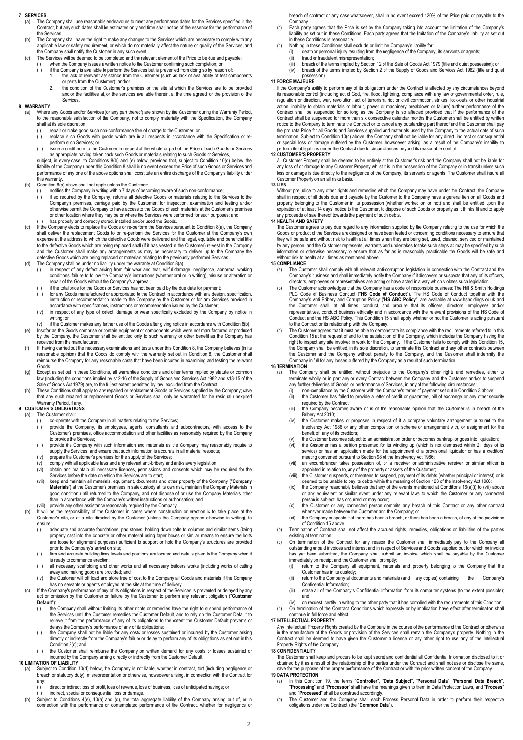**7 SERVICES**

(a) The Company shall use reasonable endeavours to meet any performance dates for the Services specified in the Contract, but any such dates shall be estimates only and time shall not be of the essence for the performance of the Services.

(b) The Company shall have the right to make any changes to the Services which are necessary to comply with any applicable law or safety requirement, or which do not materially affect the nature or quality of the Services, and the Company shall notify the Customer in any such event.

(c) The Services will be deemed to be completed and the relevant element of the Price to be due and payable:
   (i) when the Company issues a written notice to the Customer confirming such completion; or
   (ii) if the Company is available to perform the Services but is prevented from doing so by reason of:
      1. the lack of relevant assistance from the Customer (such as lack of availability of test components or parts from the Customer); and/or
      2. the condition of the Customer's premises or the site at which the Services are to be provided and/or the facilities at, or the services available therein, at the time agreed for the provision of the Services.

**8 WARRANTY**

(a) Where any Goods and/or Services (or any part thereof) are shown by the Customer during the Warranty Period, to the reasonable satisfaction of the Company, not to comply materially with the Specification, the Company shall at its sole discretion:
   (i) repair or make good such non-conformance free of charge to the Customer; or
   (ii) replace such Goods with goods which are in all respects in accordance with the Specification or re-perform such Services; or
   (iii) issue a credit note to the Customer in respect of the whole or part of the Price of such Goods or Services as appropriate having taken back such Goods or materials relating to such Goods or Services,

subject, in every case, to Conditions 8(b) and (e) below, provided that, subject to Condition 10(d) below, the liability of the Company under this Condition 8 shall in no event exceed the Price of such Goods or Services and performance of any one of the above options shall constitute an entire discharge of the Company's liability under this warranty.

(b) Condition 8(a) above shall not apply unless the Customer:
   (i) notifies the Company in writing within 7 days of becoming aware of such non-conformance;
   (ii) if so required by the Company, returns all defective Goods or materials relating to the Services to the Company's premises, carriage paid by the Customer, for inspection, examination and testing and/or otherwise permit the Company to have access to the Goods of such materials at the Customer's premises or other location where they may be or where the Services were performed for such purposes; and
   (iii) has properly and correctly stored, installed and/or used the Goods.

(c) If the Company elects to replace the Goods or re-perform the Services pursuant to Condition 8(a), the Company shall deliver the replacement Goods to or re-perform the Services for the Customer at the Company's own expense at the address to which the defective Goods were delivered and the legal, equitable and beneficial title to the defective Goods which are being replaced shall (if it has vested in the Customer) re-vest in the Company and the Customer shall make any arrangements as may be necessary to deliver up to the Company the defective Goods which are being replaced or materials relating to the previously performed Services.

(d) The Company shall be under no liability under the warranty at Condition 8(a):
   (i) in respect of any defect arising from fair wear and tear, wilful damage, negligence, abnormal working conditions, failure to follow the Company's instructions (whether oral or in writing), misuse or alteration or repair of the Goods without the Company's approval;
   (ii) if the total price for the Goods or Services has not been paid by the due date for payment;
   (iii) for any Goods manufactured or appropriated to the Contract in accordance with any design, specification, instruction or recommendation made to the Company by the Customer or for any Services provided in accordance with specifications, instructions or recommendation issued by the Customer;
   (iv) in respect of any type of defect, damage or wear specifically excluded by the Company by notice in writing; or
   (v) if the Customer makes any further use of the Goods after giving notice in accordance with Condition 8(b).

(e) Insofar as the Goods comprise or contain equipment or components which were not manufactured or produced by the Company, the Customer shall be entitled only to such warranty or other benefit as the Company has received from the manufacturer.

(f) If, having carried out the necessary examinations and tests under this Condition 8, the Company believes (in its reasonable opinion) that the Goods do comply with the warranty set out in Condition 8, the Customer shall reimburse the Company for any reasonable costs that have been incurred in examining and testing the relevant Goods.

(g) Except as set out in these Conditions, all warranties, conditions and other terms implied by statute or common law (including the conditions implied by s12-16 of the Supply of Goods and Services Act 1982 and s13-15 of the Sale of Goods Act 1979) are, to the fullest extent permitted by law, excluded from the Contract.

(h) These Conditions shall apply to any repaired or replacement Goods or Services supplied by the Company; save that any such repaired or replacement Goods or Services shall only be warranted for the residual unexpired Warranty Period, if any.

**9 CUSTOMER'S OBLIGATIONS**

(a) The Customer shall:
   (i) co-operate with the Company in all matters relating to the Services;
   (ii) provide the Company, its employees, agents, consultants and subcontractors, with access to the Customer's premises, office accommodation and other facilities as reasonably required by the Company to provide the Services;
   (iii) provide the Company with such information and materials as the Company may reasonably require to supply the Services, and ensure that such information is accurate in all material respects;
   (iv) prepare the Customer's premises for the supply of the Services;
   (v) comply with all applicable laws and any relevant anti-bribery and anti-slavery legislation;
   (vi) obtain and maintain all necessary licences, permissions and consents which may be required for the Services before the date on which the Services are to start;
   (vii) keep and maintain all materials, equipment, documents and other property of the Company ("**Company Materials**") at the Customer's premises in safe custody at its own risk, maintain the Company Materials in good condition until returned to the Company, and not dispose of or use the Company Materials other than in accordance with the Company's written instructions or authorisation; and
   (viii) provide any other assistance reasonably required by the Company.

(b) It will be the responsibility of the Customer in cases where construction or erection is to take place at the Customer's site, or at a site directed by the Customer (unless the Company agrees otherwise in writing), to ensure:
   (i) adequate and accurate foundations, pad stones, holding down bolts to columns and similar items (being properly cast into the concrete or other material using taper boses or similar means to ensure the bolts are loose for alignment purposes) sufficient to support or hold the Company's structures are provided prior to the Company's arrival on site;
   (ii) firm and accurate building lines levels and positions are located and details given to the Company when it is ready to commence erection;
   (iii) all necessary scaffolding and other works and all necessary builders works (including works of cutting away and making good) are provided; and
   (iv) the Customer will off load and store free of cost to the Company all Goods and materials if the Company has no servants or agents employed at the site at the time of delivery.

(c) If the Company's performance of any of its obligations in respect of the Services is prevented or delayed by any act or omission by the Customer or failure by the Customer to perform any relevant obligation ("**Customer Default**"):
   (i) the Company shall without limiting its other rights or remedies have the right to suspend performance of the Services until the Customer remedies the Customer Default, and to rely on the Customer Default to relieve it from the performance of any of its obligations to the extent the Customer Default prevents or delays the Company's performance of any of its obligations;
   (ii) the Company shall not be liable for any costs or losses sustained or incurred by the Customer arising directly or indirectly from the Company's failure or delay to perform any of its obligations as set out in this Condition 8(c); and
   (iii) the Customer shall reimburse the Company on written demand for any costs or losses sustained or incurred by the Company arising directly or indirectly from the Customer Default.

**10 LIMITATION OF LIABILITY**

(a) Subject to Condition 10(d) below, the Company is not liable, whether in contract, tort (including negligence or breach or statutory duty), misrepresentation or otherwise, howsoever arising, in connection with the Contract for any:
   (i) direct or indirect loss of profit, loss of revenue, loss of business, loss of anticipated savings; or
   (ii) indirect, special or consequential loss or damage.

(b) Subject to Conditions 4(e), 10(a) and (d), the total aggregate liability of the Company arising out of, or in connection with the performance or contemplated performance of the Contract, whether for negligence or breach of contract or any case whatsoever, shall in no event exceed 120% of the Price paid or payable to the Company.

(c) Each party agrees that the Price is set by the Company taking into account the limitation of the Company's liability as set out in these Conditions. Each party agrees that the limitation of the Company's liability as set out in these Conditions is reasonable.

(d) Nothing in these Conditions shall exclude or limit the Company's liability for:
   (i) death or personal injury resulting from the negligence of the Company, its servants or agents;
   (ii) fraud or fraudulent misrepresentation;
   (iii) breach of the terms implied by Section 12 of the Sale of Goods Act 1979 (title and quiet possession); or
   (iv) breach of the terms implied by Section 2 of the Supply of Goods and Services Act 1982 (title and quiet possession).

**11 FORCE MAJEURE**

If the Company's ability to perform any of its obligations under the Contract is affected by any circumstances beyond its reasonable control (including act of God, fire, flood, lightning, compliance with any law or governmental order, rule, regulation or direction, war, revolution, act of terrorism, riot or civil commotion, strikes, lock-outs or other industrial action, inability to obtain materials or labour, power or machinery breakdown or failure) further performance of the Contract shall be suspended for so long as the Company is so affected provided that if the performance of the Contract shall be suspended for more than six consecutive calendar months the Customer shall be entitled by written notice to the Company to terminate the Contract or to cancel any outstanding part thereof and the Customer shall pay the pro rata Price for all Goods and Services supplied and materials used by the Company to the actual date of such termination. Subject to Condition 10(d) above, the Company shall not be liable for any direct, indirect or consequential or special loss or damage suffered by the Customer, howsoever arising, as a result of the Company's inability to perform its obligations under the Contract due to circumstances beyond its reasonable control.

**12 CUSTOMER'S PROPERTY**

All Customer Property shall be deemed to be entirely at the Customer's risk and the Company shall not be liable for any loss of or damage to any Customer Property whilst it is in the possession of the Company or in transit unless such loss or damage is due directly to the negligence of the Company, its servants or agents. The Customer shall insure all Customer Property on an all risks basis.

**13 LIEN**

Without prejudice to any other rights and remedies which the Company may have under the Contract, the Company shall in respect of all debts due and payable by the Customer to the Company have a general lien on all Goods and property belonging to the Customer in its possession (whether worked on or not) and shall be entitled upon the expiration of at least 14 days' notice to the Customer, to dispose of such Goods or property as it thinks fit and to apply any proceeds of sale thereof towards the payment of such debts.

**14 HEALTH AND SAFETY**

The Customer agrees to pay due regard to any information supplied by the Company relating to the use for which the Goods or product of the Services are designed or have been tested or concerning conditions necessary to ensure that they will be safe and without risk to health at all times when they are being set, used, cleaned, serviced or maintained by any person, and the Customer represents, warrants and undertakes to take such steps as may be specified by such information or otherwise necessary to ensure that as far as is reasonably practicable the Goods will be safe and without risk to health at all times as mentioned above.

**15 COMPLIANCE**

(a) The Customer shall comply with all relevant anti-corruption legislation in connection with the Contract and the Company's business and shall immediately notify the Company if it discovers or suspects that any of its officers, directors, employees or representatives are acting or have acted in a way which violates such legislation.

(b) The Customer acknowledges that the Company has a code of responsible business: The Hill & Smith Holdings PLC Code of Business Conduct ("**HS Code of Conduct**"). The HS Code of Conduct together with the Company's Anti Bribery and Corruption Policy ("**HS ABC Policy**") are available at www.hsholdings.co.uk and the Customer shall, at all times, conduct, and procure that its officers, directors, employees and/or representatives, conduct business ethically and in accordance with the relevant provisions of the HS Code of Conduct and the HS ABC Policy. This Condition 15 shall apply whether or not the Customer is acting pursuant to the Contract or its relationship with the Company.

(c) The Customer agrees that it must be able to demonstrate its compliance with the requirements referred to in this Condition 15 at the request of and to the satisfaction of the Company, which includes the Company having the right to inspect any site involved in work for the Company. If the Customer fails to comply with this Condition 15, the Company shall be entitled, in its sole discretion, to terminate this Contract and any other contracts between the Customer and the Company without penalty to the Company, and the Customer shall indemnify the Company in full for any losses suffered by the Company as a result of such termination.

**16 TERMINATION**

(a) The Company shall be entitled, without prejudice to the Company's other rights and remedies, either to terminate wholly or in part any or every Contract between the Company and the Customer and/or to suspend any further deliveries of Goods, or performance of Services, in any of the following circumstances:
   (i) non-compliance by the Customer with the Company's terms of payment set out in Condition 3 above;
   (ii) the Customer has failed to provide a letter of credit or guarantee, bill of exchange or any other security required by the Contract;
   (iii) the Company becomes aware or is of the reasonable opinion that the Customer is in breach of the Bribery Act 2010;
   (iv) the Customer makes or proposes in respect of it a company voluntary arrangement pursuant to the Insolvency Act 1986 or any other composition or scheme or arrangement with, or assignment for the benefit of, any of its creditors;
   (v) the Customer becomes subject to an administration order or becomes bankrupt or goes into liquidation;
   (vi) the Customer has a petition presented for its winding up (which is not dismissed within 21 days of its service) or has an application made for the appointment of a provisional liquidator or has a creditors' meeting convened pursuant to Section 98 of the Insolvency Act 1986;
   (vii) an encumbrancer takes possession of, or a receiver or administrative receiver or similar officer is appointed in relation to, any of the property or assets of the Customer;
   (viii) the Customer suspends, or threatens to suspend, payment of its debts (whether principal or interest) or is deemed to be unable to pay its debts within the meaning of Section 123 of the Insolvency Act 1986;
   (ix) the Company reasonably believes that any of the events mentioned at Conditions 16(a)(i) to (viii) above or any equivalent or similar event under any relevant laws to which the Customer or any connected person is subject, has occurred or may occur;
   (x) the Customer or any connected person commits any breach of this Contract or any other contract whenever made between the Customer and the Company; or
   (xi) the Company suspects that there has been a breach, or there has been a breach, of any of the provisions of Condition 15 above.

(b) Termination of Contract shall not affect the accrued rights, remedies, obligations or liabilities of the parties existing at termination.

(c) On termination of the Contract for any reason the Customer shall immediately pay to the Company all outstanding unpaid invoices and interest and in respect of Services and Goods supplied but for which no invoice has yet been submitted, the Company shall submit an invoice, which shall be payable by the Customer immediately on receipt and the Customer shall promptly:
   (i) return to the Company all equipment, materials and property belonging to the Company that the Customer has in its custody;
   (ii) return to the Company all documents and materials (and any copies) containing the Company's Confidential Information;
   (iii) erase all of the Company's Confidential Information from its computer systems (to the extent possible); and
   (iv) on request, certify in writing to the other party that it has complied with the requirements of this Condition.

(d) On termination of the Contract, Conditions which expressly or by implication have effect after termination shall continue in full force and effect.

**17 INTELLECTUAL PROPERTY**

Any Intellectual Property Rights created by the Company in the course of the performance of the Contract or otherwise in the manufacture of the Goods or provision of the Services shall remain the Company's property. Nothing in the Contract shall be deemed to have given the Customer a licence or any other right to use any of the Intellectual Property Rights of the Company.

**18 CONFIDENTIALITY**

The Customer shall keep and procure to be kept secret and confidential all Confidential Information disclosed to it or obtained by it as a result of the relationship of the parties under the Contract and shall not use or disclose the same, save for the purposes of the proper performance of the Contract or with the prior written consent of the Company.

**19 DATA PROTECTION**

(a) In this Condition 19, the terms "**Controller**", "**Data Subject**", "**Personal Data**", "**Personal Data Breach**", "**Processing**" and "**Processor**" shall have the meanings given to them in Data Protection Laws, and "**Process**" and "**Processed**" shall be construed accordingly.

(b) The Customer and the Company shall each Process Personal Data in order to perform their respective obligations under the Contract. (the "**Common Data**").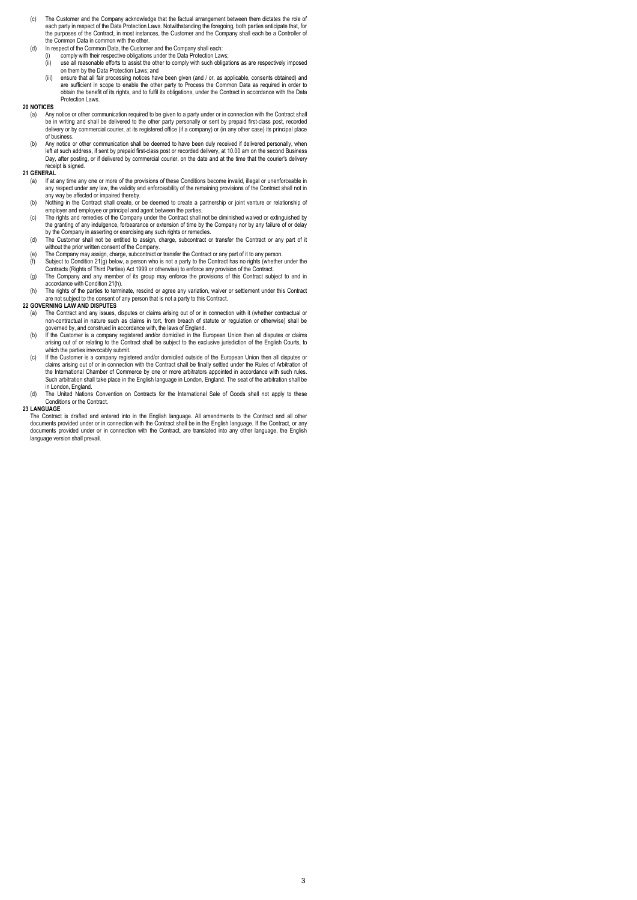(c) The Customer and the Company acknowledge that the factual arrangement between them dictates the role of each party in respect of the Data Protection Laws. Notwithstanding the foregoing, both parties anticipate that, for the purposes of the Contract, in most instances, the Customer and the Company shall each be a Controller of the Common Data in common with the other.

(d) In respect of the Common Data, the Customer and the Company shall each:

(i) comply with their respective obligations under the Data Protection Laws;

(ii) use all reasonable efforts to assist the other to comply with such obligations as are respectively imposed on them by the Data Protection Laws; and

(iii) ensure that all fair processing notices have been given (and / or, as applicable, consents obtained) and are sufficient in scope to enable the other party to Process the Common Data as required in order to obtain the benefit of its rights, and to fulfil its obligations, under the Contract in accordance with the Data Protection Laws.

**20 NOTICES**

(a) Any notice or other communication required to be given to a party under or in connection with the Contract shall be in writing and shall be delivered to the other party personally or sent by prepaid first-class post, recorded delivery or by commercial courier, at its registered office (if a company) or (in any other case) its principal place of business.

(b) Any notice or other communication shall be deemed to have been duly received if delivered personally, when left at such address, if sent by prepaid first-class post or recorded delivery, at 10.00 am on the second Business Day, after posting, or if delivered by commercial courier, on the date and at the time that the courier's delivery receipt is signed.

**21 GENERAL**

(a) If at any time any one or more of the provisions of these Conditions become invalid, illegal or unenforceable in any respect under any law, the validity and enforceability of the remaining provisions of the Contract shall not in any way be affected or impaired thereby.

(b) Nothing in the Contract shall create, or be deemed to create a partnership or joint venture or relationship of employer and employee or principal and agent between the parties.

(c) The rights and remedies of the Company under the Contract shall not be diminished waived or extinguished by the granting of any indulgence, forbearance or extension of time by the Company nor by any failure of or delay by the Company in asserting or exercising any such rights or remedies.

(d) The Customer shall not be entitled to assign, charge, subcontract or transfer the Contract or any part of it without the prior written consent of the Company.

(e) The Company may assign, charge, subcontract or transfer the Contract or any part of it to any person.

(f) Subject to Condition 21(g) below, a person who is not a party to the Contract has no rights (whether under the Contracts (Rights of Third Parties) Act 1999 or otherwise) to enforce any provision of the Contract.

(g) The Company and any member of its group may enforce the provisions of this Contract subject to and in accordance with Condition 21(h).

(h) The rights of the parties to terminate, rescind or agree any variation, waiver or settlement under this Contract are not subject to the consent of any person that is not a party to this Contract.

**22 GOVERNING LAW AND DISPUTES**

(a) The Contract and any issues, disputes or claims arising out of or in connection with it (whether contractual or non-contractual in nature such as claims in tort, from breach of statute or regulation or otherwise) shall be governed by, and construed in accordance with, the laws of England.

(b) If the Customer is a company registered and/or domiciled in the European Union then all disputes or claims arising out of or relating to the Contract shall be subject to the exclusive jurisdiction of the English Courts, to which the parties irrevocably submit.

(c) If the Customer is a company registered and/or domiciled outside of the European Union then all disputes or claims arising out of or in connection with the Contract shall be finally settled under the Rules of Arbitration of the International Chamber of Commerce by one or more arbitrators appointed in accordance with such rules. Such arbitration shall take place in the English language in London, England. The seat of the arbitration shall be in London, England.

(d) The United Nations Convention on Contracts for the International Sale of Goods shall not apply to these Conditions or the Contract.

**23 LANGUAGE**

The Contract is drafted and entered into in the English language. All amendments to the Contract and all other documents provided under or in connection with the Contract shall be in the English language. If the Contract, or any documents provided under or in connection with the Contract, are translated into any other language, the English language version shall prevail.